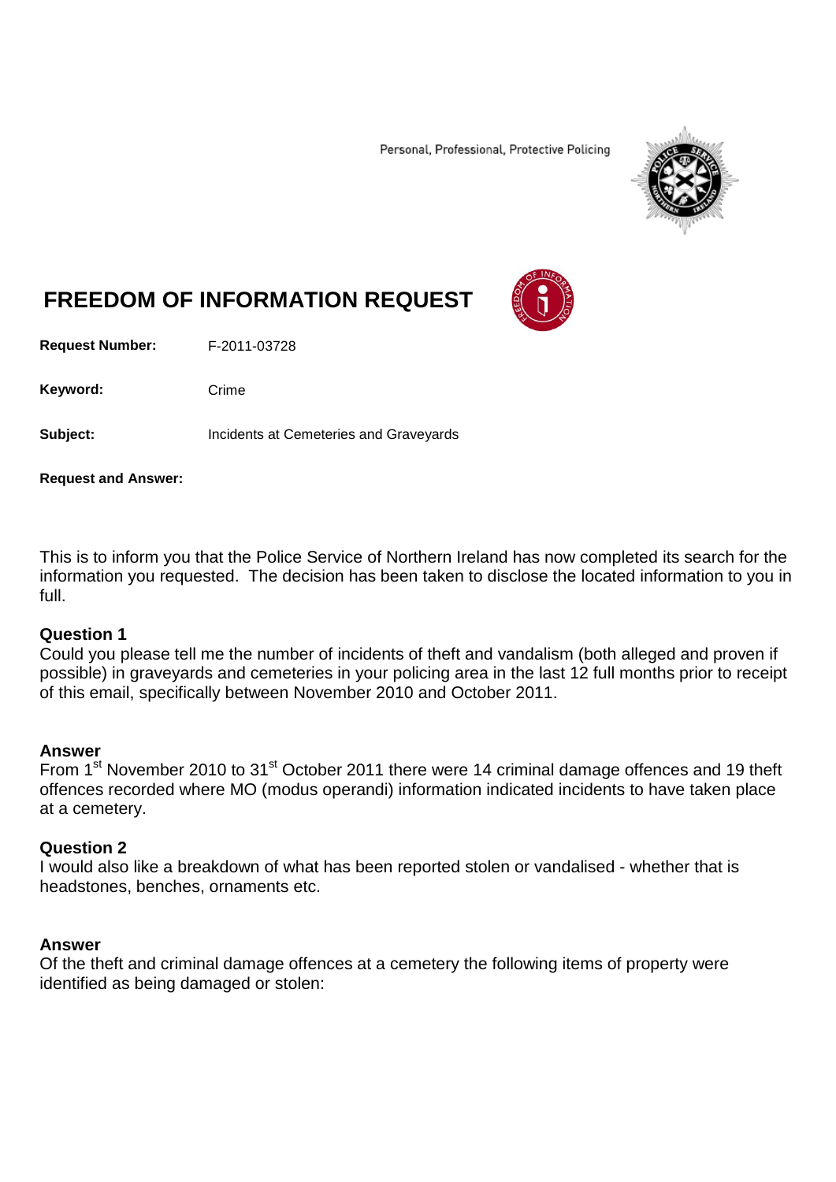Personal, Professional, Protective Policing

# FREEDOM OF INFORMATION REQUEST

**Request Number:** F-2011-03728

**Keyword:** Crime

**Subject:** Incidents at Cemeteries and Graveyards

**Request and Answer:**

This is to inform you that the Police Service of Northern Ireland has now completed its search for the information you requested. The decision has been taken to disclose the located information to you in full.

### Question 1

Could you please tell me the number of incidents of theft and vandalism (both alleged and proven if possible) in graveyards and cemeteries in your policing area in the last 12 full months prior to receipt of this email, specifically between November 2010 and October 2011.

### Answer

From 1st November 2010 to 31st October 2011 there were 14 criminal damage offences and 19 theft offences recorded where MO (modus operandi) information indicated incidents to have taken place at a cemetery.

### Question 2

I would also like a breakdown of what has been reported stolen or vandalised - whether that is headstones, benches, ornaments etc.

### Answer

Of the theft and criminal damage offences at a cemetery the following items of property were identified as being damaged or stolen: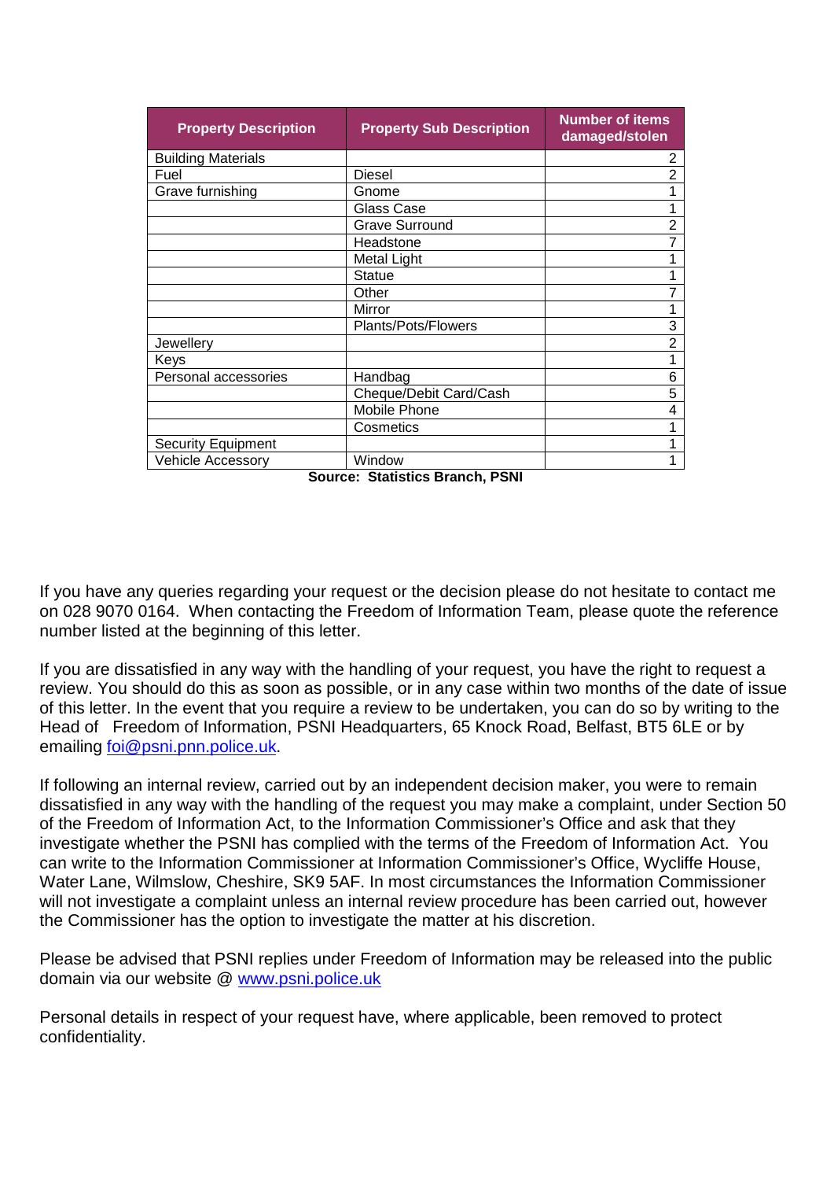| Property Description | Property Sub Description | Number of items damaged/stolen |
| --- | --- | --- |
| Building Materials | | 2 |
| Fuel | Diesel | 2 |
| Grave furnishing | Gnome | 1 |
| | Glass Case | 1 |
| | Grave Surround | 2 |
| | Headstone | 7 |
| | Metal Light | 1 |
| | Statue | 1 |
| | Other | 7 |
| | Mirror | 1 |
| | Plants/Pots/Flowers | 3 |
| Jewellery | | 2 |
| Keys | | 1 |
| Personal accessories | Handbag | 6 |
| | Cheque/Debit Card/Cash | 5 |
| | Mobile Phone | 4 |
| | Cosmetics | 1 |
| Security Equipment | | 1 |
| Vehicle Accessory | Window | 1 |

**Source: Statistics Branch, PSNI**

If you have any queries regarding your request or the decision please do not hesitate to contact me on 028 9070 0164. When contacting the Freedom of Information Team, please quote the reference number listed at the beginning of this letter.

If you are dissatisfied in any way with the handling of your request, you have the right to request a review. You should do this as soon as possible, or in any case within two months of the date of issue of this letter. In the event that you require a review to be undertaken, you can do so by writing to the Head of Freedom of Information, PSNI Headquarters, 65 Knock Road, Belfast, BT5 6LE or by emailing foi@psni.pnn.police.uk.

If following an internal review, carried out by an independent decision maker, you were to remain dissatisfied in any way with the handling of the request you may make a complaint, under Section 50 of the Freedom of Information Act, to the Information Commissioner's Office and ask that they investigate whether the PSNI has complied with the terms of the Freedom of Information Act. You can write to the Information Commissioner at Information Commissioner's Office, Wycliffe House, Water Lane, Wilmslow, Cheshire, SK9 5AF. In most circumstances the Information Commissioner will not investigate a complaint unless an internal review procedure has been carried out, however the Commissioner has the option to investigate the matter at his discretion.

Please be advised that PSNI replies under Freedom of Information may be released into the public domain via our website @ www.psni.police.uk

Personal details in respect of your request have, where applicable, been removed to protect confidentiality.